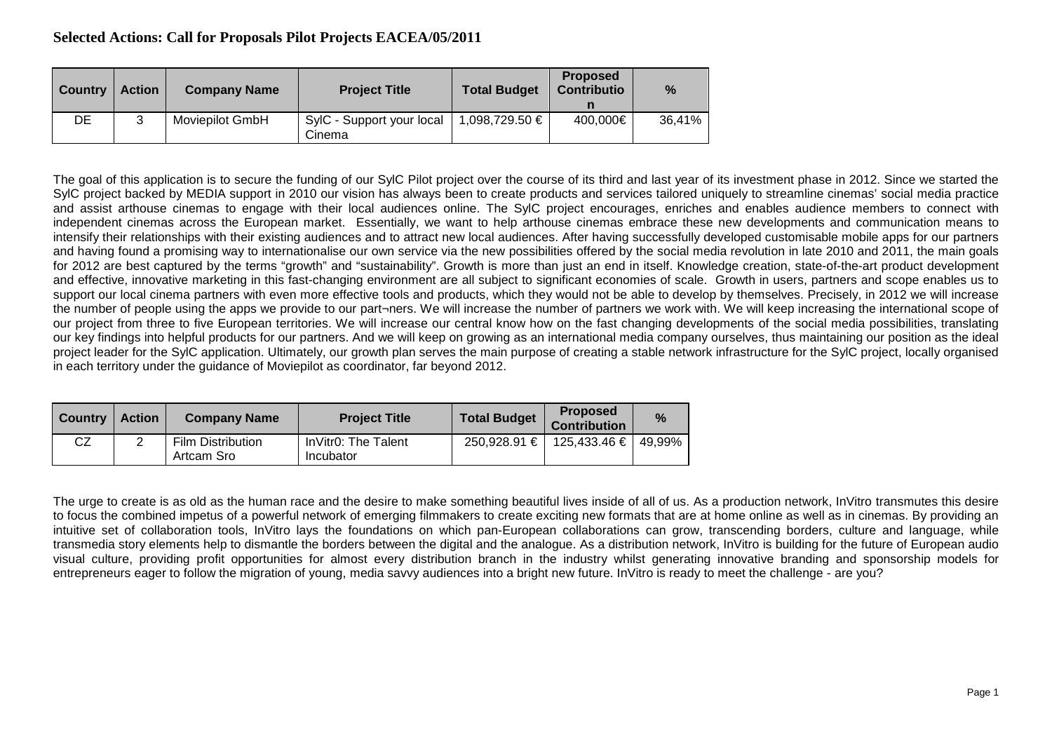## Selected Actions: Call for Proposals Pilot Projects EACEA/05/2011

| Country | Action | Company Name | Project Title | Total Budget | Proposed Contribution | % |
|---|---|---|---|---|---|---|
| DE | 3 | Moviepilot GmbH | SylC - Support your local Cinema | 1,098,729.50 € | 400,000€ | 36,41% |

The goal of this application is to secure the funding of our SylC Pilot project over the course of its third and last year of its investment phase in 2012. Since we started the SylC project backed by MEDIA support in 2010 our vision has always been to create products and services tailored uniquely to streamline cinemas' social media practice and assist arthouse cinemas to engage with their local audiences online. The SylC project encourages, enriches and enables audience members to connect with independent cinemas across the European market. Essentially, we want to help arthouse cinemas embrace these new developments and communication means to intensify their relationships with their existing audiences and to attract new local audiences. After having successfully developed customisable mobile apps for our partners and having found a promising way to internationalise our own service via the new possibilities offered by the social media revolution in late 2010 and 2011, the main goals for 2012 are best captured by the terms "growth" and "sustainability". Growth is more than just an end in itself. Knowledge creation, state-of-the-art product development and effective, innovative marketing in this fast-changing environment are all subject to significant economies of scale. Growth in users, partners and scope enables us to support our local cinema partners with even more effective tools and products, which they would not be able to develop by themselves. Precisely, in 2012 we will increase the number of people using the apps we provide to our part¬ners. We will increase the number of partners we work with. We will keep increasing the international scope of our project from three to five European territories. We will increase our central know how on the fast changing developments of the social media possibilities, translating our key findings into helpful products for our partners. And we will keep on growing as an international media company ourselves, thus maintaining our position as the ideal project leader for the SylC application. Ultimately, our growth plan serves the main purpose of creating a stable network infrastructure for the SylC project, locally organised in each territory under the guidance of Moviepilot as coordinator, far beyond 2012.

| Country | Action | Company Name | Project Title | Total Budget | Proposed Contribution | % |
|---|---|---|---|---|---|---|
| CZ | 2 | Film Distribution Artcam Sro | InVitr0: The Talent Incubator | 250,928.91 € | 125,433.46 € | 49,99% |

The urge to create is as old as the human race and the desire to make something beautiful lives inside of all of us. As a production network, InVitro transmutes this desire to focus the combined impetus of a powerful network of emerging filmmakers to create exciting new formats that are at home online as well as in cinemas. By providing an intuitive set of collaboration tools, InVitro lays the foundations on which pan-European collaborations can grow, transcending borders, culture and language, while transmedia story elements help to dismantle the borders between the digital and the analogue. As a distribution network, InVitro is building for the future of European audio visual culture, providing profit opportunities for almost every distribution branch in the industry whilst generating innovative branding and sponsorship models for entrepreneurs eager to follow the migration of young, media savvy audiences into a bright new future. InVitro is ready to meet the challenge - are you?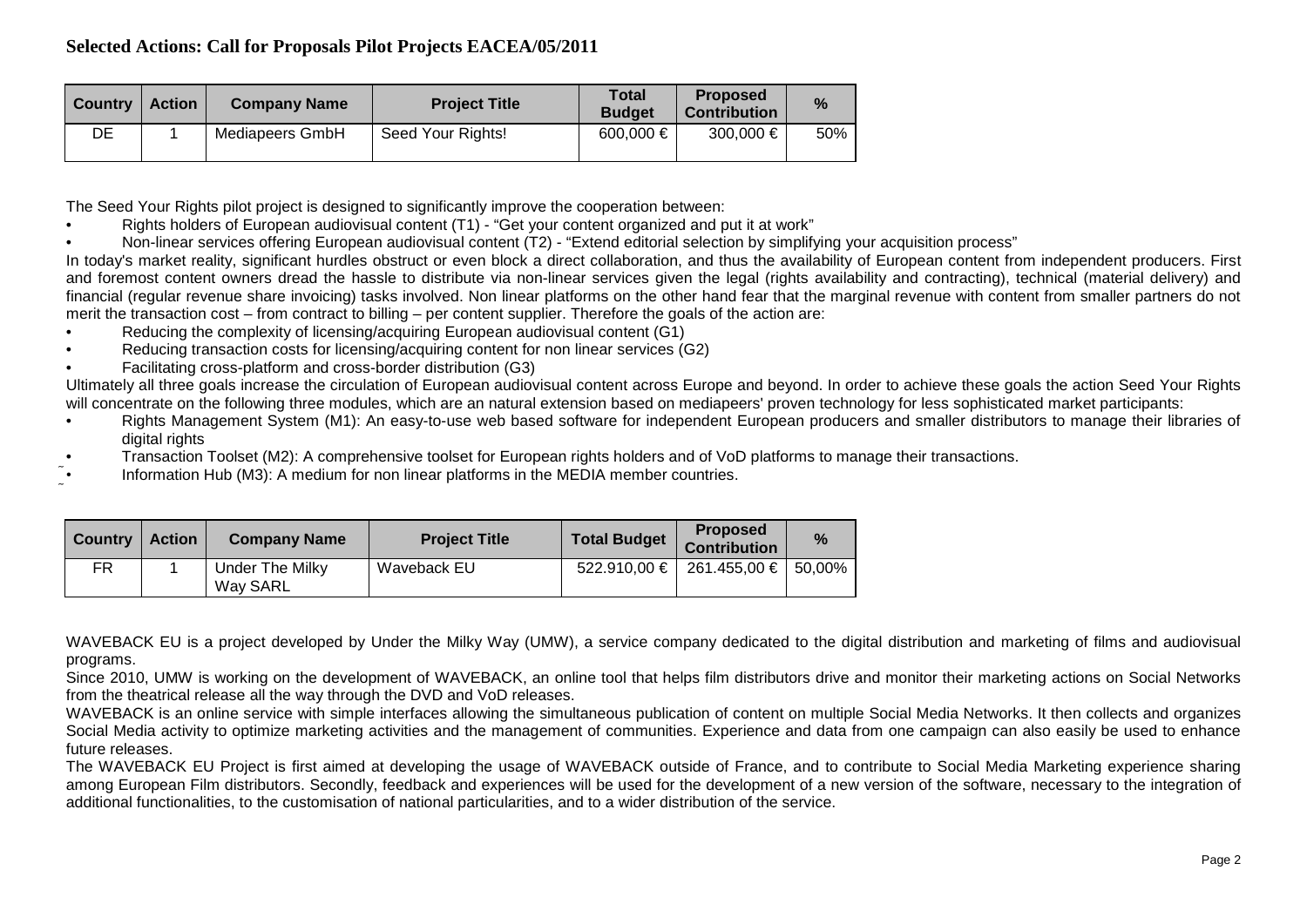## Selected Actions: Call for Proposals Pilot Projects EACEA/05/2011

| Country | Action | Company Name | Project Title | Total Budget | Proposed Contribution | % |
|---|---|---|---|---|---|---|
| DE | 1 | Mediapeers GmbH | Seed Your Rights! | 600,000 € | 300,000 € | 50% |

The Seed Your Rights pilot project is designed to significantly improve the cooperation between:

- Rights holders of European audiovisual content (T1) - "Get your content organized and put it at work"
- Non-linear services offering European audiovisual content (T2) - "Extend editorial selection by simplifying your acquisition process"

In today's market reality, significant hurdles obstruct or even block a direct collaboration, and thus the availability of European content from independent producers. First and foremost content owners dread the hassle to distribute via non-linear services given the legal (rights availability and contracting), technical (material delivery) and financial (regular revenue share invoicing) tasks involved. Non linear platforms on the other hand fear that the marginal revenue with content from smaller partners do not merit the transaction cost – from contract to billing – per content supplier. Therefore the goals of the action are:

- Reducing the complexity of licensing/acquiring European audiovisual content (G1)
- Reducing transaction costs for licensing/acquiring content for non linear services (G2)
- Facilitating cross-platform and cross-border distribution (G3)

Ultimately all three goals increase the circulation of European audiovisual content across Europe and beyond. In order to achieve these goals the action Seed Your Rights will concentrate on the following three modules, which are an natural extension based on mediapeers' proven technology for less sophisticated market participants:

- Rights Management System (M1): An easy-to-use web based software for independent European producers and smaller distributors to manage their libraries of digital rights
- Transaction Toolset (M2): A comprehensive toolset for European rights holders and of VoD platforms to manage their transactions.
- Information Hub (M3): A medium for non linear platforms in the MEDIA member countries.

| Country | Action | Company Name | Project Title | Total Budget | Proposed Contribution | % |
|---|---|---|---|---|---|---|
| FR | 1 | Under The Milky Way SARL | Waveback EU | 522.910,00 € | 261.455,00 € | 50,00% |

WAVEBACK EU is a project developed by Under the Milky Way (UMW), a service company dedicated to the digital distribution and marketing of films and audiovisual programs.

Since 2010, UMW is working on the development of WAVEBACK, an online tool that helps film distributors drive and monitor their marketing actions on Social Networks from the theatrical release all the way through the DVD and VoD releases.

WAVEBACK is an online service with simple interfaces allowing the simultaneous publication of content on multiple Social Media Networks. It then collects and organizes Social Media activity to optimize marketing activities and the management of communities. Experience and data from one campaign can also easily be used to enhance future releases.

The WAVEBACK EU Project is first aimed at developing the usage of WAVEBACK outside of France, and to contribute to Social Media Marketing experience sharing among European Film distributors. Secondly, feedback and experiences will be used for the development of a new version of the software, necessary to the integration of additional functionalities, to the customisation of national particularities, and to a wider distribution of the service.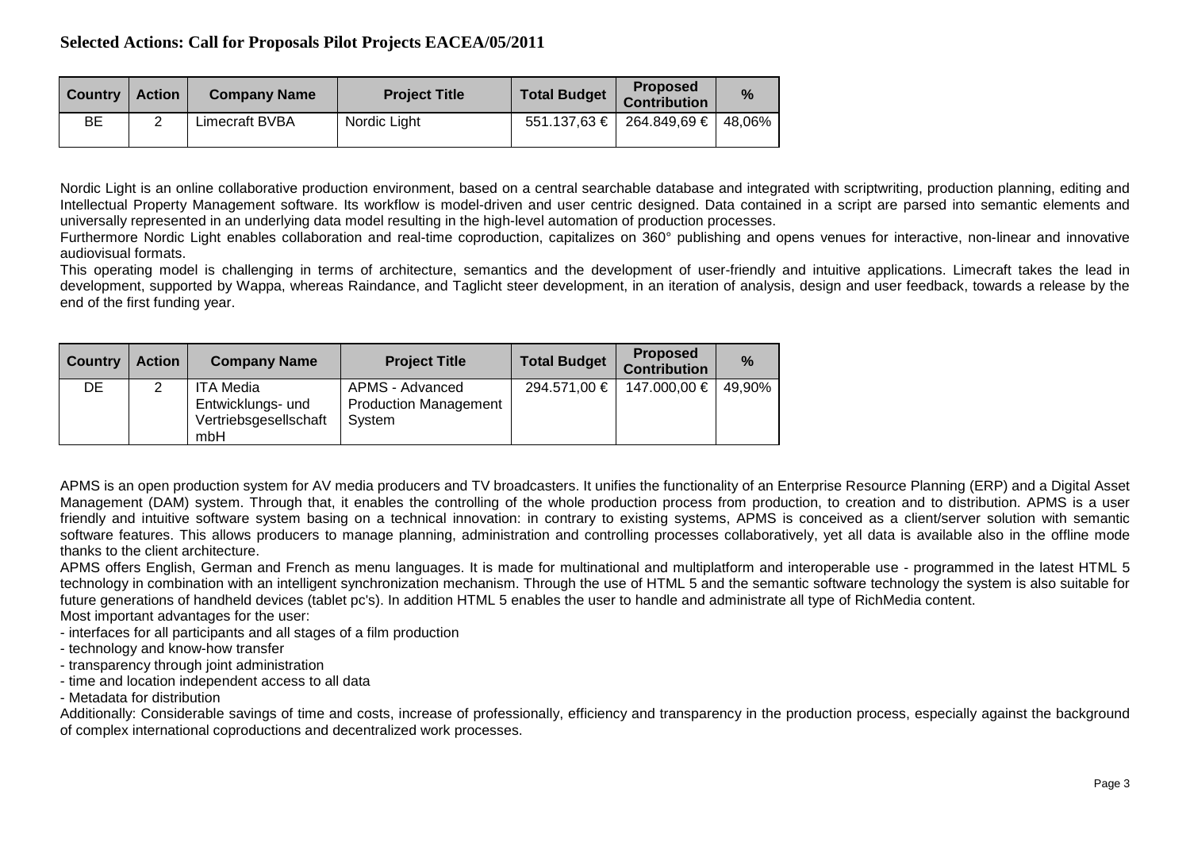## Selected Actions: Call for Proposals Pilot Projects EACEA/05/2011

| Country | Action | Company Name | Project Title | Total Budget | Proposed Contribution | % |
|---|---|---|---|---|---|---|
| BE | 2 | Limecraft BVBA | Nordic Light | 551.137,63 € | 264.849,69 € | 48,06% |

Nordic Light is an online collaborative production environment, based on a central searchable database and integrated with scriptwriting, production planning, editing and Intellectual Property Management software. Its workflow is model-driven and user centric designed. Data contained in a script are parsed into semantic elements and universally represented in an underlying data model resulting in the high-level automation of production processes.
Furthermore Nordic Light enables collaboration and real-time coproduction, capitalizes on 360° publishing and opens venues for interactive, non-linear and innovative audiovisual formats.
This operating model is challenging in terms of architecture, semantics and the development of user-friendly and intuitive applications. Limecraft takes the lead in development, supported by Wappa, whereas Raindance, and Taglicht steer development, in an iteration of analysis, design and user feedback, towards a release by the end of the first funding year.

| Country | Action | Company Name | Project Title | Total Budget | Proposed Contribution | % |
|---|---|---|---|---|---|---|
| DE | 2 | ITA Media Entwicklungs- und Vertriebsgesellschaft mbH | APMS - Advanced Production Management System | 294.571,00 € | 147.000,00 € | 49,90% |

APMS is an open production system for AV media producers and TV broadcasters. It unifies the functionality of an Enterprise Resource Planning (ERP) and a Digital Asset Management (DAM) system. Through that, it enables the controlling of the whole production process from production, to creation and to distribution. APMS is a user friendly and intuitive software system basing on a technical innovation: in contrary to existing systems, APMS is conceived as a client/server solution with semantic software features. This allows producers to manage planning, administration and controlling processes collaboratively, yet all data is available also in the offline mode thanks to the client architecture.
APMS offers English, German and French as menu languages. It is made for multinational and multiplatform and interoperable use - programmed in the latest HTML 5 technology in combination with an intelligent synchronization mechanism. Through the use of HTML 5 and the semantic software technology the system is also suitable for future generations of handheld devices (tablet pc's). In addition HTML 5 enables the user to handle and administrate all type of RichMedia content.
Most important advantages for the user:

- interfaces for all participants and all stages of a film production
- technology and know-how transfer
- transparency through joint administration
- time and location independent access to all data
- Metadata for distribution

Additionally: Considerable savings of time and costs, increase of professionally, efficiency and transparency in the production process, especially against the background of complex international coproductions and decentralized work processes.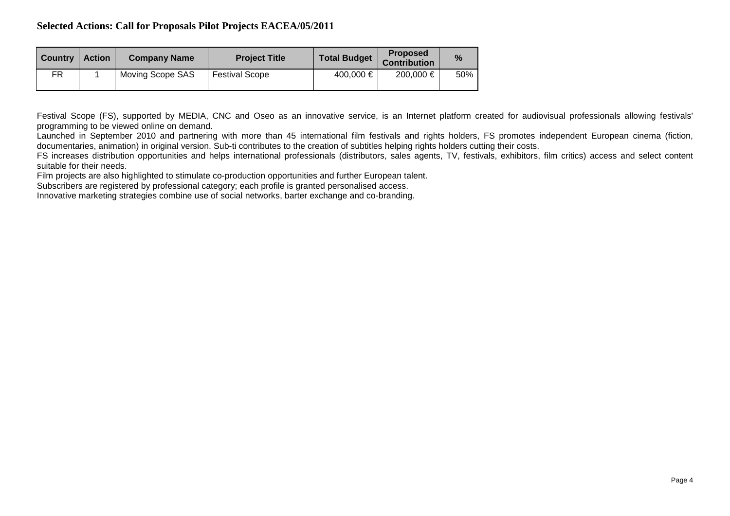## Selected Actions: Call for Proposals Pilot Projects EACEA/05/2011

| Country | Action | Company Name | Project Title | Total Budget | Proposed Contribution | % |
|---|---|---|---|---|---|---|
| FR | 1 | Moving Scope SAS | Festival Scope | 400,000 € | 200,000 € | 50% |

Festival Scope (FS), supported by MEDIA, CNC and Oseo as an innovative service, is an Internet platform created for audiovisual professionals allowing festivals' programming to be viewed online on demand.
Launched in September 2010 and partnering with more than 45 international film festivals and rights holders, FS promotes independent European cinema (fiction, documentaries, animation) in original version. Sub-ti contributes to the creation of subtitles helping rights holders cutting their costs.
FS increases distribution opportunities and helps international professionals (distributors, sales agents, TV, festivals, exhibitors, film critics) access and select content suitable for their needs.
Film projects are also highlighted to stimulate co-production opportunities and further European talent.
Subscribers are registered by professional category; each profile is granted personalised access.
Innovative marketing strategies combine use of social networks, barter exchange and co-branding.